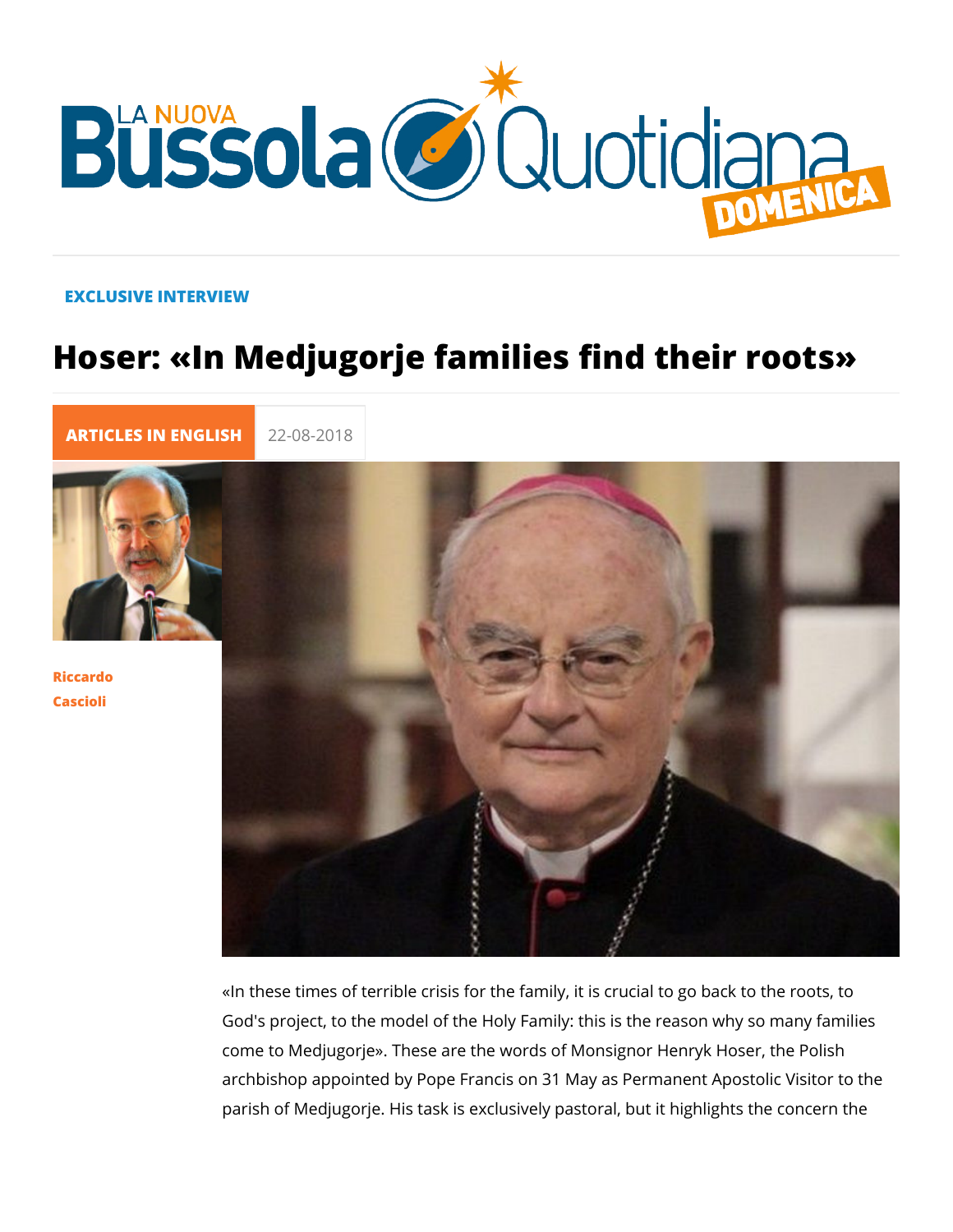EXCLUSIVE INTERVIEW

# Hoser: «In Medjugorje families find their roots»

ARTICLES IN ENGLISH 22-08-2018

Riccardo Cascioli

«In these times of terrible crisis for the family, it is crucial to go back to the roots, to God's project, to the model of the Holy Family: this is the reason why so many families come to Medjugorje». These are the words of Monsignor Henryk Hoser, the Polish archbishop appointed by Pope Francis on 31 May as Permanent Apostolic Visitor to the parish of Medjugorje. His task is exclusively pastoral, but it highlights the concern the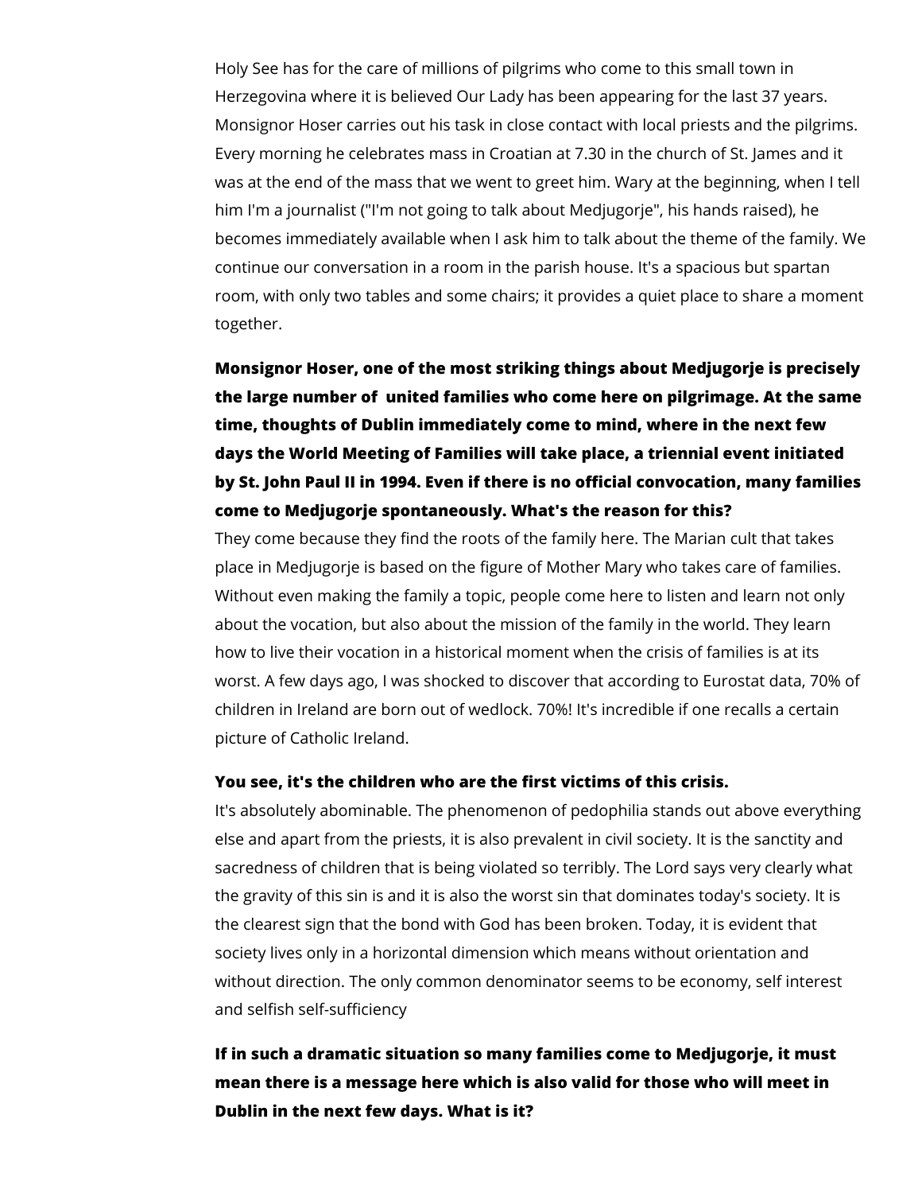Holy See has for the care of millions of pilgrims who come to this small town in Herzegovina where it is believed Our Lady has been appearing for the last 37 years. Monsignor Hoser carries out his task in close contact with local priests and the pilgrims. Every morning he celebrates mass in Croatian at 7.30 in the church of St. James and it was at the end of the mass that we went to greet him. Wary at the beginning, when I tell him I'm a journalist ("I'm not going to talk about Medjugorje", his hands raised), he becomes immediately available when I ask him to talk about the theme of the family. We continue our conversation in a room in the parish house. It's a spacious but spartan room, with only two tables and some chairs; it provides a quiet place to share a moment together.

**Monsignor Hoser, one of the most striking things about Medjugorje is precisely the large number of united families who come here on pilgrimage. At the same time, thoughts of Dublin immediately come to mind, where in the next few days the World Meeting of Families will take place, a triennial event initiated by St. John Paul II in 1994. Even if there is no official convocation, many families come to Medjugorje spontaneously. What's the reason for this?**

They come because they find the roots of the family here. The Marian cult that takes place in Medjugorje is based on the figure of Mother Mary who takes care of families. Without even making the family a topic, people come here to listen and learn not only about the vocation, but also about the mission of the family in the world. They learn how to live their vocation in a historical moment when the crisis of families is at its worst. A few days ago, I was shocked to discover that according to Eurostat data, 70% of children in Ireland are born out of wedlock. 70%! It's incredible if one recalls a certain picture of Catholic Ireland.

**You see, it's the children who are the first victims of this crisis.**

It's absolutely abominable. The phenomenon of pedophilia stands out above everything else and apart from the priests, it is also prevalent in civil society. It is the sanctity and sacredness of children that is being violated so terribly. The Lord says very clearly what the gravity of this sin is and it is also the worst sin that dominates today's society. It is the clearest sign that the bond with God has been broken. Today, it is evident that society lives only in a horizontal dimension which means without orientation and without direction. The only common denominator seems to be economy, self interest and selfish self-sufficiency

**If in such a dramatic situation so many families come to Medjugorje, it must mean there is a message here which is also valid for those who will meet in Dublin in the next few days. What is it?**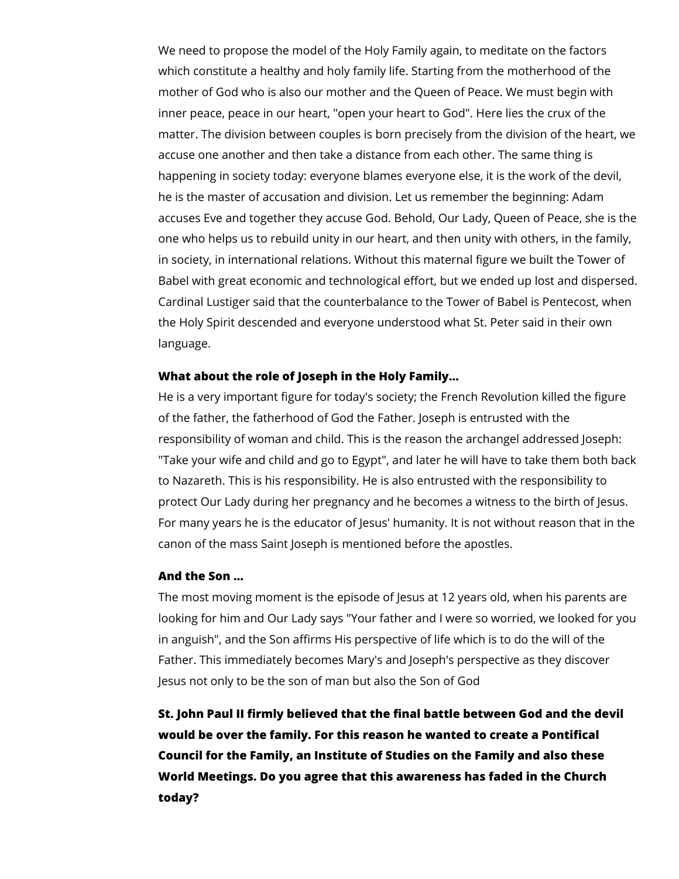We need to propose the model of the Holy Family again, to meditate on the factors which constitute a healthy and holy family life. Starting from the motherhood of the mother of God who is also our mother and the Queen of Peace. We must begin with inner peace, peace in our heart, "open your heart to God". Here lies the crux of the matter. The division between couples is born precisely from the division of the heart, we accuse one another and then take a distance from each other. The same thing is happening in society today: everyone blames everyone else, it is the work of the devil, he is the master of accusation and division. Let us remember the beginning: Adam accuses Eve and together they accuse God. Behold, Our Lady, Queen of Peace, she is the one who helps us to rebuild unity in our heart, and then unity with others, in the family, in society, in international relations. Without this maternal figure we built the Tower of Babel with great economic and technological effort, but we ended up lost and dispersed. Cardinal Lustiger said that the counterbalance to the Tower of Babel is Pentecost, when the Holy Spirit descended and everyone understood what St. Peter said in their own language.

**What about the role of Joseph in the Holy Family...**

He is a very important figure for today's society; the French Revolution killed the figure of the father, the fatherhood of God the Father. Joseph is entrusted with the responsibility of woman and child. This is the reason the archangel addressed Joseph: "Take your wife and child and go to Egypt", and later he will have to take them both back to Nazareth. This is his responsibility. He is also entrusted with the responsibility to protect Our Lady during her pregnancy and he becomes a witness to the birth of Jesus. For many years he is the educator of Jesus' humanity. It is not without reason that in the canon of the mass Saint Joseph is mentioned before the apostles.

**And the Son ...**

The most moving moment is the episode of Jesus at 12 years old, when his parents are looking for him and Our Lady says "Your father and I were so worried, we looked for you in anguish", and the Son affirms His perspective of life which is to do the will of the Father. This immediately becomes Mary's and Joseph's perspective as they discover Jesus not only to be the son of man but also the Son of God

**St. John Paul II firmly believed that the final battle between God and the devil would be over the family. For this reason he wanted to create a Pontifical Council for the Family, an Institute of Studies on the Family and also these World Meetings. Do you agree that this awareness has faded in the Church today?**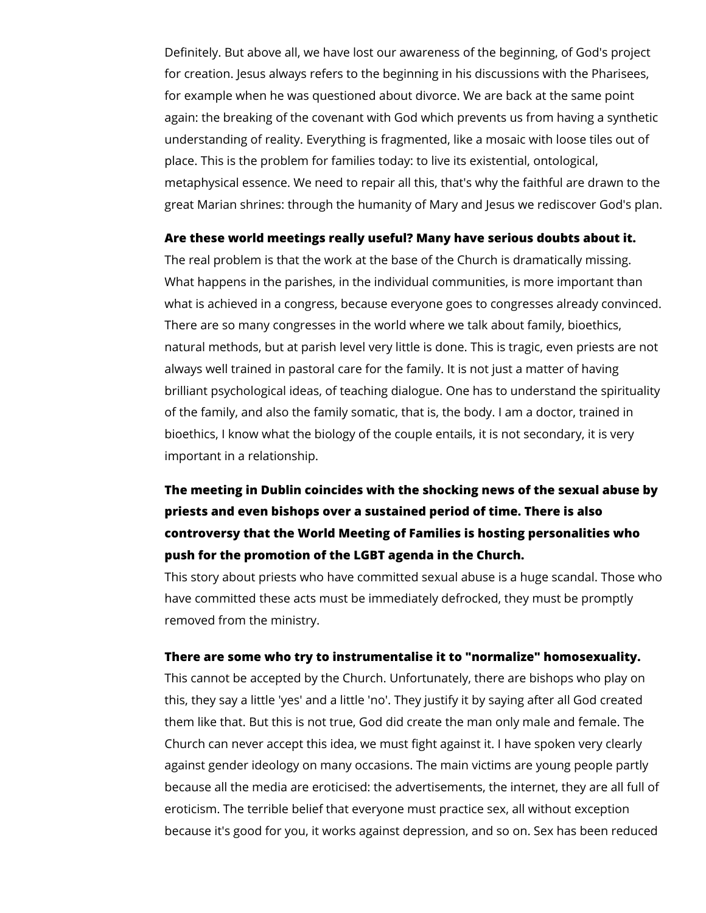Definitely. But above all, we have lost our awareness of the beginning, of God's project for creation. Jesus always refers to the beginning in his discussions with the Pharisees, for example when he was questioned about divorce. We are back at the same point again: the breaking of the covenant with God which prevents us from having a synthetic understanding of reality. Everything is fragmented, like a mosaic with loose tiles out of place. This is the problem for families today: to live its existential, ontological, metaphysical essence. We need to repair all this, that's why the faithful are drawn to the great Marian shrines: through the humanity of Mary and Jesus we rediscover God's plan.

**Are these world meetings really useful? Many have serious doubts about it.**
The real problem is that the work at the base of the Church is dramatically missing. What happens in the parishes, in the individual communities, is more important than what is achieved in a congress, because everyone goes to congresses already convinced. There are so many congresses in the world where we talk about family, bioethics, natural methods, but at parish level very little is done. This is tragic, even priests are not always well trained in pastoral care for the family. It is not just a matter of having brilliant psychological ideas, of teaching dialogue. One has to understand the spirituality of the family, and also the family somatic, that is, the body. I am a doctor, trained in bioethics, I know what the biology of the couple entails, it is not secondary, it is very important in a relationship.

**The meeting in Dublin coincides with the shocking news of the sexual abuse by priests and even bishops over a sustained period of time. There is also controversy that the World Meeting of Families is hosting personalities who push for the promotion of the LGBT agenda in the Church.**
This story about priests who have committed sexual abuse is a huge scandal. Those who have committed these acts must be immediately defrocked, they must be promptly removed from the ministry.

**There are some who try to instrumentalise it to "normalize" homosexuality.**
This cannot be accepted by the Church. Unfortunately, there are bishops who play on this, they say a little 'yes' and a little 'no'. They justify it by saying after all God created them like that. But this is not true, God did create the man only male and female. The Church can never accept this idea, we must fight against it. I have spoken very clearly against gender ideology on many occasions. The main victims are young people partly because all the media are eroticised: the advertisements, the internet, they are all full of eroticism. The terrible belief that everyone must practice sex, all without exception because it's good for you, it works against depression, and so on. Sex has been reduced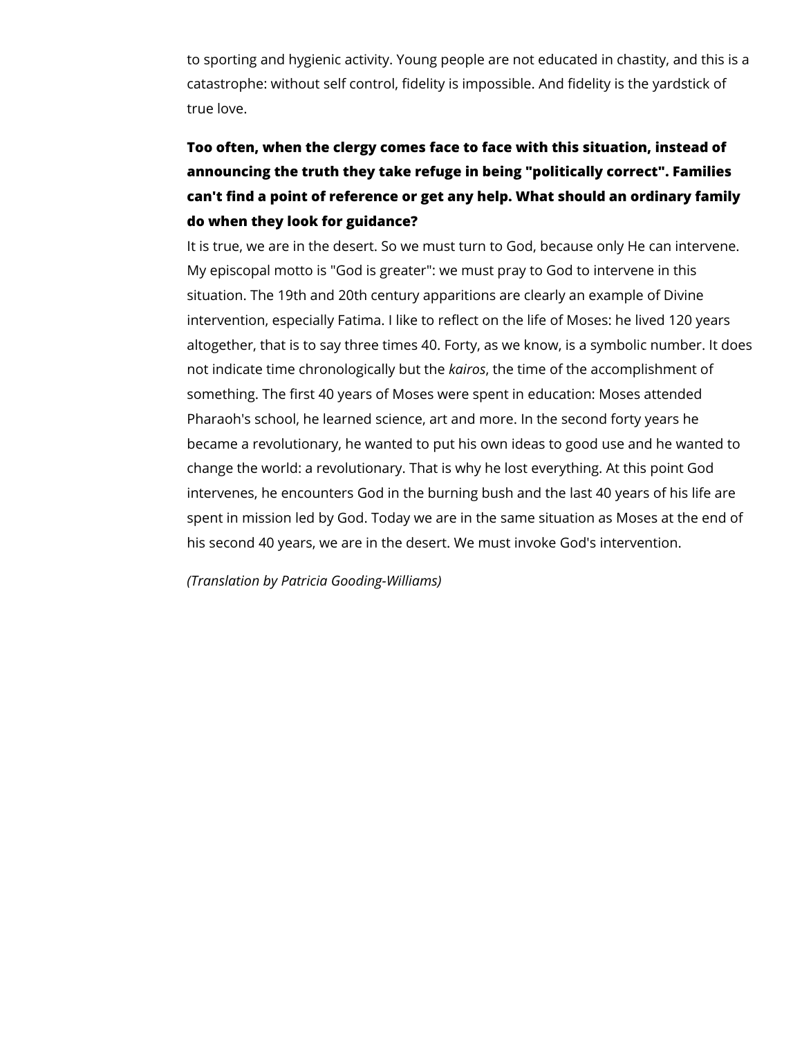to sporting and hygienic activity. Young people are not educated in chastity, and this is a catastrophe: without self control, fidelity is impossible. And fidelity is the yardstick of true love.

**Too often, when the clergy comes face to face with this situation, instead of announcing the truth they take refuge in being "politically correct". Families can't find a point of reference or get any help. What should an ordinary family do when they look for guidance?**

It is true, we are in the desert. So we must turn to God, because only He can intervene. My episcopal motto is "God is greater": we must pray to God to intervene in this situation. The 19th and 20th century apparitions are clearly an example of Divine intervention, especially Fatima. I like to reflect on the life of Moses: he lived 120 years altogether, that is to say three times 40. Forty, as we know, is a symbolic number. It does not indicate time chronologically but the *kairos*, the time of the accomplishment of something. The first 40 years of Moses were spent in education: Moses attended Pharaoh's school, he learned science, art and more. In the second forty years he became a revolutionary, he wanted to put his own ideas to good use and he wanted to change the world: a revolutionary. That is why he lost everything. At this point God intervenes, he encounters God in the burning bush and the last 40 years of his life are spent in mission led by God. Today we are in the same situation as Moses at the end of his second 40 years, we are in the desert. We must invoke God's intervention.

*(Translation by Patricia Gooding-Williams)*